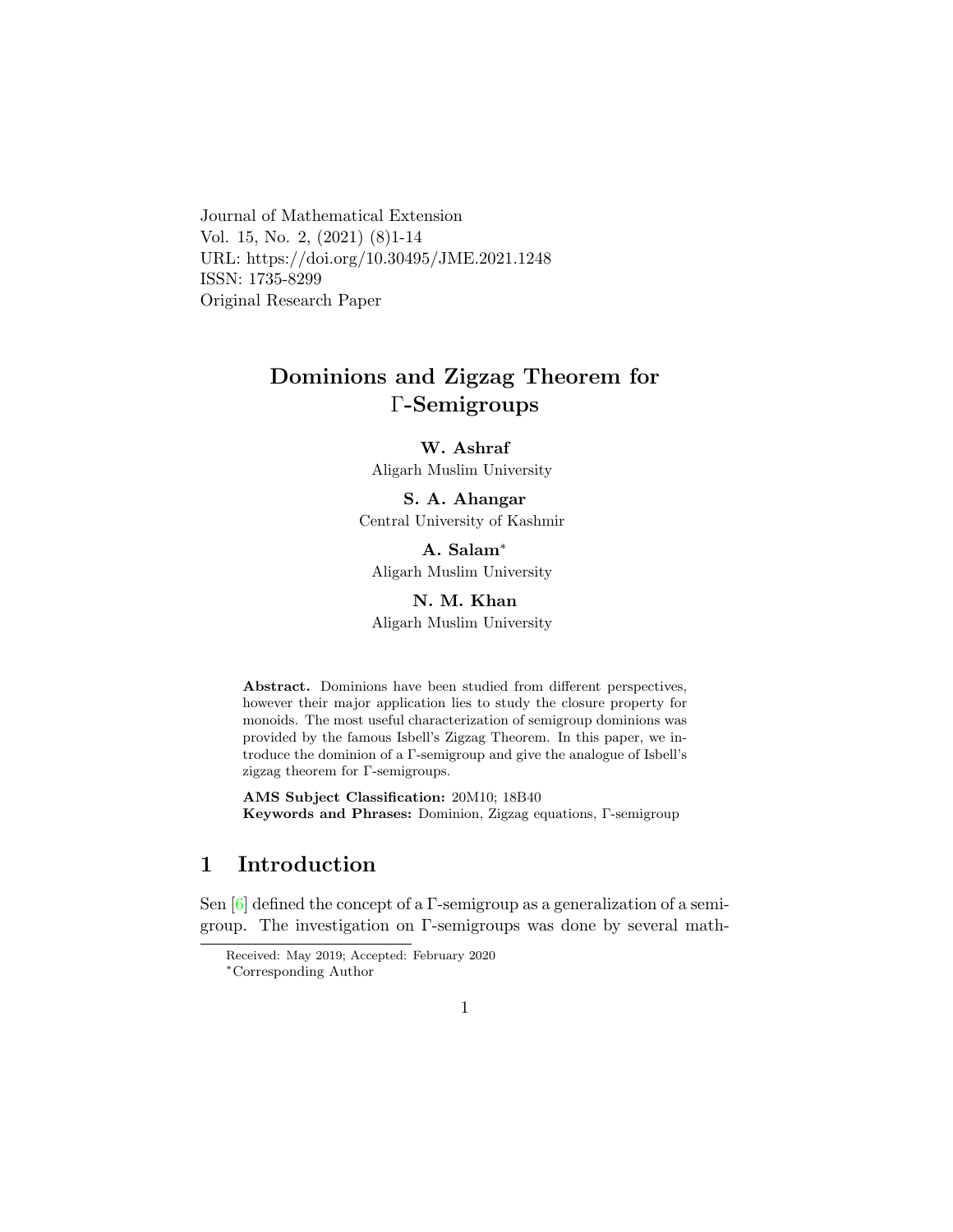Journal of Mathematical Extension
Vol. 15, No. 2, (2021) (8)1-14
URL: https://doi.org/10.30495/JME.2021.1248
ISSN: 1735-8299
Original Research Paper

# Dominions and Zigzag Theorem for Γ-Semigroups

**W. Ashraf**
Aligarh Muslim University

**S. A. Ahangar**
Central University of Kashmir

**A. Salam***
Aligarh Muslim University

**N. M. Khan**
Aligarh Muslim University

**Abstract.** Dominions have been studied from different perspectives, however their major application lies to study the closure property for monoids. The most useful characterization of semigroup dominions was provided by the famous Isbell's Zigzag Theorem. In this paper, we introduce the dominion of a Γ-semigroup and give the analogue of Isbell's zigzag theorem for Γ-semigroups.

**AMS Subject Classification:** 20M10; 18B40
**Keywords and Phrases:** Dominion, Zigzag equations, Γ-semigroup

## 1 Introduction

Sen [6] defined the concept of a Γ-semigroup as a generalization of a semigroup. The investigation on Γ-semigroups was done by several math-

Received: May 2019; Accepted: February 2020
*Corresponding Author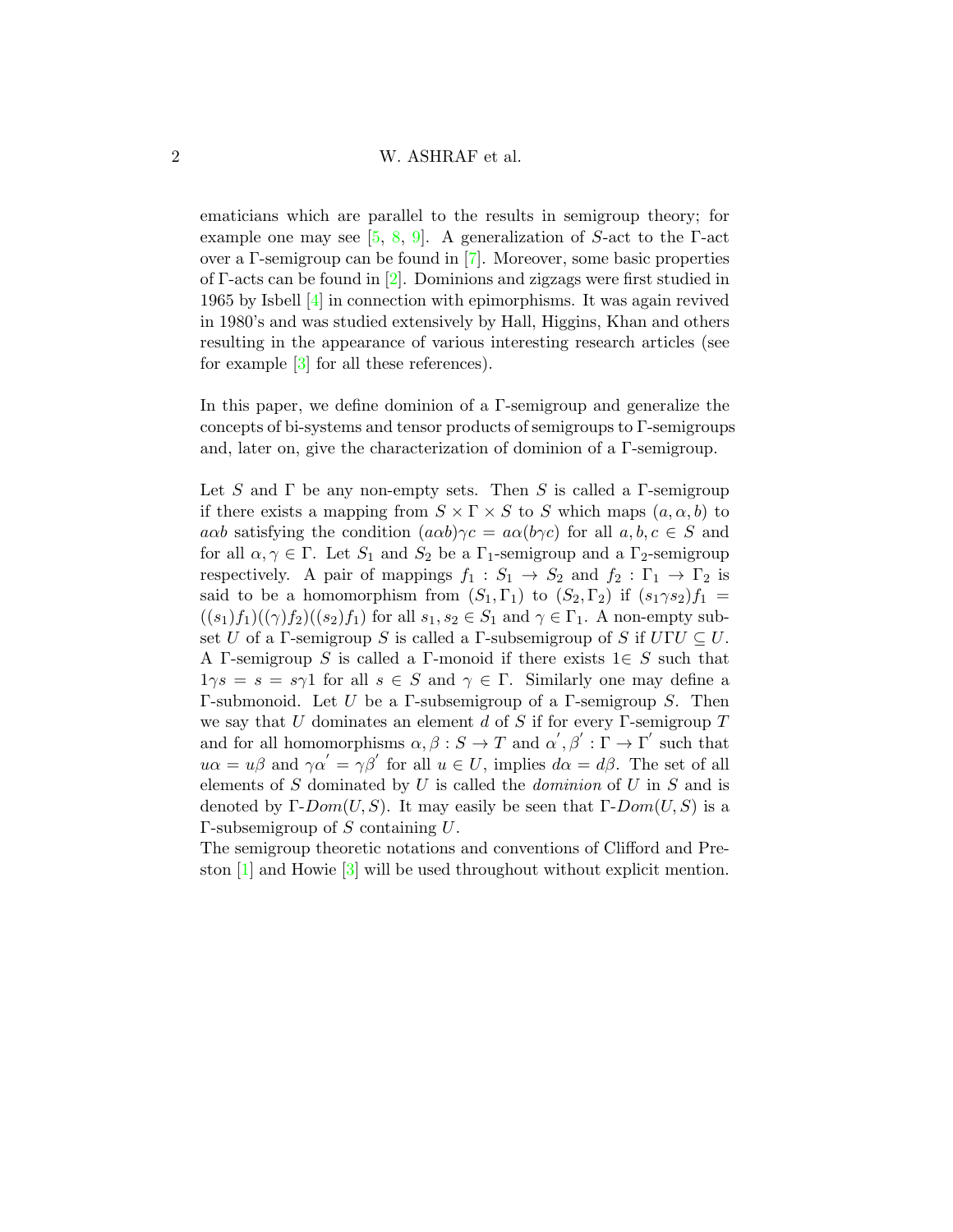ematicians which are parallel to the results in semigroup theory; for example one may see [5, 8, 9]. A generalization of $S$-act to the $\Gamma$-act over a $\Gamma$-semigroup can be found in [7]. Moreover, some basic properties of $\Gamma$-acts can be found in [2]. Dominions and zigzags were first studied in 1965 by Isbell [4] in connection with epimorphisms. It was again revived in 1980's and was studied extensively by Hall, Higgins, Khan and others resulting in the appearance of various interesting research articles (see for example [3] for all these references).

In this paper, we define dominion of a $\Gamma$-semigroup and generalize the concepts of bi-systems and tensor products of semigroups to $\Gamma$-semigroups and, later on, give the characterization of dominion of a $\Gamma$-semigroup.

Let $S$ and $\Gamma$ be any non-empty sets. Then $S$ is called a $\Gamma$-semigroup if there exists a mapping from $S \times \Gamma \times S$ to $S$ which maps $(a, \alpha, b)$ to $a\alpha b$ satisfying the condition $(a\alpha b)\gamma c = a\alpha(b\gamma c)$ for all $a, b, c \in S$ and for all $\alpha, \gamma \in \Gamma$. Let $S_1$ and $S_2$ be a $\Gamma_1$-semigroup and a $\Gamma_2$-semigroup respectively. A pair of mappings $f_1 : S_1 \to S_2$ and $f_2 : \Gamma_1 \to \Gamma_2$ is said to be a homomorphism from $(S_1, \Gamma_1)$ to $(S_2, \Gamma_2)$ if $(s_1\gamma s_2)f_1 = ((s_1)f_1)((\gamma)f_2)((s_2)f_1)$ for all $s_1, s_2 \in S_1$ and $\gamma \in \Gamma_1$. A non-empty subset $U$ of a $\Gamma$-semigroup $S$ is called a $\Gamma$-subsemigroup of $S$ if $U\Gamma U \subseteq U$. A $\Gamma$-semigroup $S$ is called a $\Gamma$-monoid if there exists $1 \in S$ such that $1\gamma s = s = s\gamma 1$ for all $s \in S$ and $\gamma \in \Gamma$. Similarly one may define a $\Gamma$-submonoid. Let $U$ be a $\Gamma$-subsemigroup of a $\Gamma$-semigroup $S$. Then we say that $U$ dominates an element $d$ of $S$ if for every $\Gamma$-semigroup $T$ and for all homomorphisms $\alpha, \beta : S \to T$ and $\alpha', \beta' : \Gamma \to \Gamma'$ such that $u\alpha = u\beta$ and $\gamma\alpha' = \gamma\beta'$ for all $u \in U$, implies $d\alpha = d\beta$. The set of all elements of $S$ dominated by $U$ is called the *dominion* of $U$ in $S$ and is denoted by $\Gamma$-$Dom(U, S)$. It may easily be seen that $\Gamma$-$Dom(U, S)$ is a $\Gamma$-subsemigroup of $S$ containing $U$.

The semigroup theoretic notations and conventions of Clifford and Preston [1] and Howie [3] will be used throughout without explicit mention.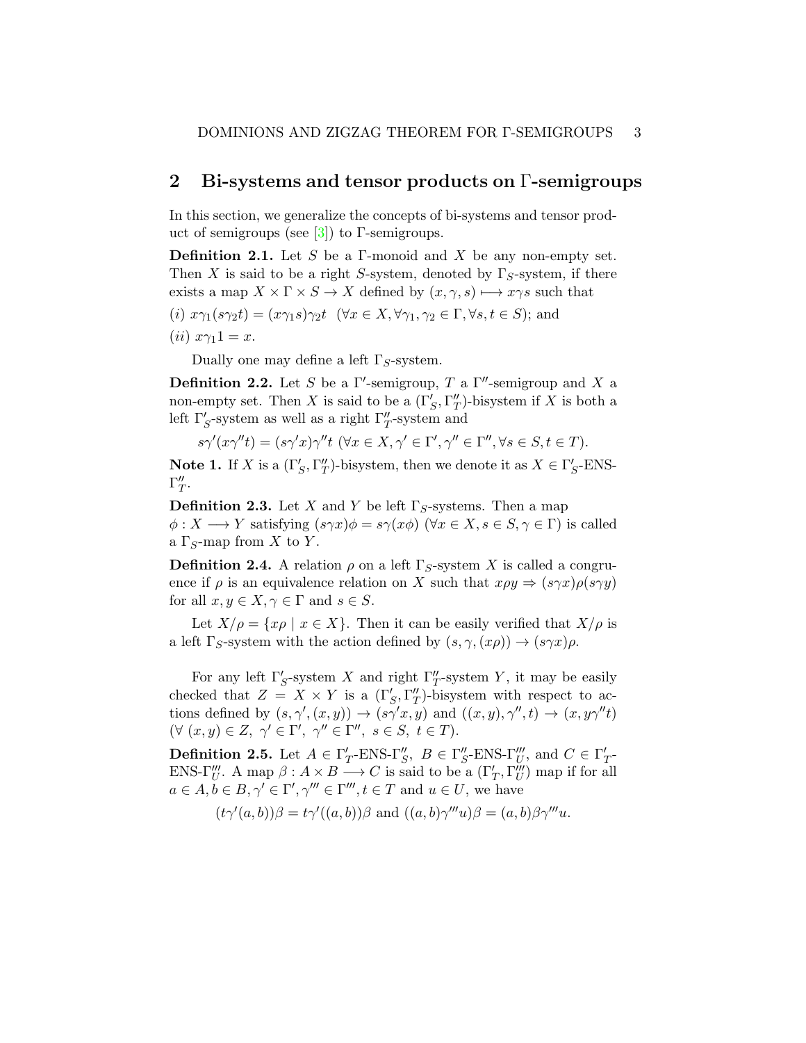## 2 Bi-systems and tensor products on Γ-semigroups

In this section, we generalize the concepts of bi-systems and tensor product of semigroups (see [3]) to Γ-semigroups.

**Definition 2.1.** Let $S$ be a Γ-monoid and $X$ be any non-empty set. Then $X$ is said to be a right $S$-system, denoted by $\Gamma_S$-system, if there exists a map $X \times \Gamma \times S \to X$ defined by $(x, \gamma, s) \longmapsto x\gamma s$ such that

$(i)$ $x\gamma_1(s\gamma_2 t) = (x\gamma_1 s)\gamma_2 t$ $(\forall x \in X, \forall \gamma_1, \gamma_2 \in \Gamma, \forall s, t \in S)$; and

$(ii)$ $x\gamma_1 1 = x$.

Dually one may define a left $\Gamma_S$-system.

**Definition 2.2.** Let $S$ be a $\Gamma'$-semigroup, $T$ a $\Gamma''$-semigroup and $X$ a non-empty set. Then $X$ is said to be a $(\Gamma'_S, \Gamma''_T)$-bisystem if $X$ is both a left $\Gamma'_S$-system as well as a right $\Gamma''_T$-system and

$$s\gamma'(x\gamma''t) = (s\gamma'x)\gamma''t \ (\forall x \in X, \gamma' \in \Gamma', \gamma'' \in \Gamma'', \forall s \in S, t \in T).$$

**Note 1.** If $X$ is a $(\Gamma'_S, \Gamma''_T)$-bisystem, then we denote it as $X \in \Gamma'_S$-ENS-$\Gamma''_T$.

**Definition 2.3.** Let $X$ and $Y$ be left $\Gamma_S$-systems. Then a map $\phi : X \longrightarrow Y$ satisfying $(s\gamma x)\phi = s\gamma(x\phi)$ $(\forall x \in X, s \in S, \gamma \in \Gamma)$ is called a $\Gamma_S$-map from $X$ to $Y$.

**Definition 2.4.** A relation $\rho$ on a left $\Gamma_S$-system $X$ is called a congruence if $\rho$ is an equivalence relation on $X$ such that $x\rho y \Rightarrow (s\gamma x)\rho(s\gamma y)$ for all $x, y \in X, \gamma \in \Gamma$ and $s \in S$.

Let $X/\rho = \{x\rho \mid x \in X\}$. Then it can be easily verified that $X/\rho$ is a left $\Gamma_S$-system with the action defined by $(s, \gamma, (x\rho)) \to (s\gamma x)\rho$.

For any left $\Gamma'_S$-system $X$ and right $\Gamma''_T$-system $Y$, it may be easily checked that $Z = X \times Y$ is a $(\Gamma'_S, \Gamma''_T)$-bisystem with respect to actions defined by $(s, \gamma', (x, y)) \to (s\gamma' x, y)$ and $((x, y), \gamma'', t) \to (x, y\gamma'' t)$ $(\forall\ (x, y) \in Z,\ \gamma' \in \Gamma',\ \gamma'' \in \Gamma'',\ s \in S,\ t \in T)$.

**Definition 2.5.** Let $A \in \Gamma'_T$-ENS-$\Gamma''_S$, $B \in \Gamma''_S$-ENS-$\Gamma'''_U$, and $C \in \Gamma'_T$-ENS-$\Gamma'''_U$. A map $\beta : A \times B \longrightarrow C$ is said to be a $(\Gamma'_T, \Gamma'''_U)$ map if for all $a \in A, b \in B, \gamma' \in \Gamma', \gamma''' \in \Gamma''', t \in T$ and $u \in U$, we have

$$(t\gamma'(a, b))\beta = t\gamma'((a, b))\beta \text{ and } ((a, b)\gamma''' u)\beta = (a, b)\beta\gamma''' u.$$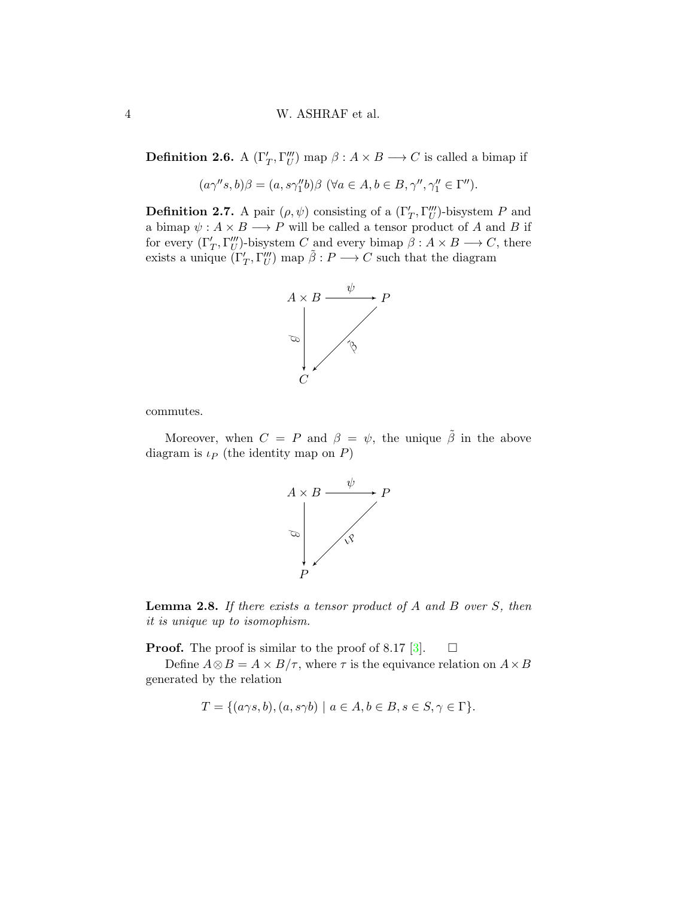**Definition 2.6.** A $(\Gamma'_T, \Gamma'''_U)$ map $\beta : A \times B \longrightarrow C$ is called a bimap if

$$(a\gamma'' s, b)\beta = (a, s\gamma''_1 b)\beta \ (\forall a \in A, b \in B, \gamma'', \gamma''_1 \in \Gamma'').$$

**Definition 2.7.** A pair $(\rho, \psi)$ consisting of a $(\Gamma'_T, \Gamma'''_U)$-bisystem $P$ and a bimap $\psi : A \times B \longrightarrow P$ will be called a tensor product of $A$ and $B$ if for every $(\Gamma'_T, \Gamma'''_U)$-bisystem $C$ and every bimap $\beta : A \times B \longrightarrow C$, there exists a unique $(\Gamma'_T, \Gamma'''_U)$ map $\tilde{\beta} : P \longrightarrow C$ such that the diagram

$$\begin{array}{ccc} A \times B & \xrightarrow{\psi} & P \\ \downarrow \beta & \swarrow \tilde{\beta} & \\ C & & \end{array}$$

commutes.

Moreover, when $C = P$ and $\beta = \psi$, the unique $\tilde{\beta}$ in the above diagram is $\iota_P$ (the identity map on $P$)

$$\begin{array}{ccc} A \times B & \xrightarrow{\psi} & P \\ \downarrow \beta & \swarrow \iota_P & \\ P & & \end{array}$$

**Lemma 2.8.** *If there exists a tensor product of $A$ and $B$ over $S$, then it is unique up to isomophism.*

**Proof.** The proof is similar to the proof of 8.17 [3]. $\square$

Define $A \otimes B = A \times B/\tau$, where $\tau$ is the equivance relation on $A \times B$ generated by the relation

$$T = \{(a\gamma s, b), (a, s\gamma b) \mid a \in A, b \in B, s \in S, \gamma \in \Gamma\}.$$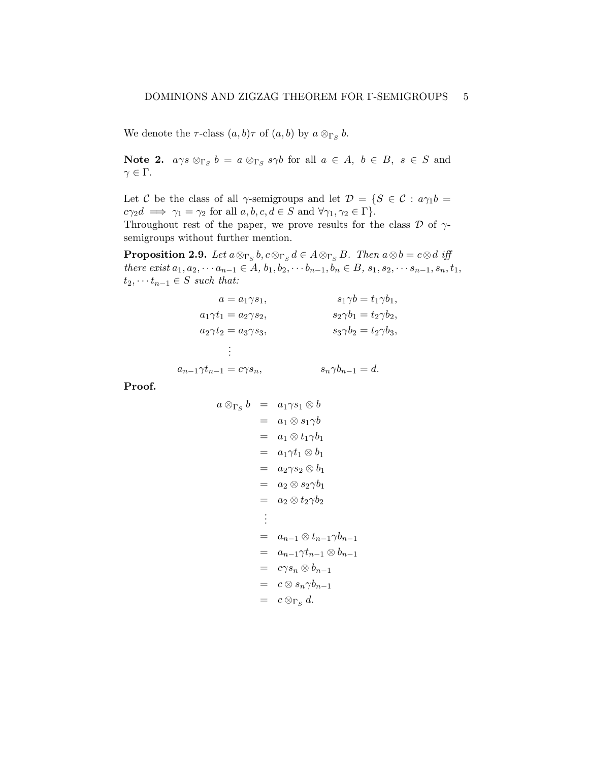We denote the $\tau$-class $(a, b)\tau$ of $(a, b)$ by $a \otimes_{\Gamma_S} b$.

**Note 2.** $a\gamma s \otimes_{\Gamma_S} b = a \otimes_{\Gamma_S} s\gamma b$ for all $a \in A,\ b \in B,\ s \in S$ and $\gamma \in \Gamma$.

Let $\mathcal{C}$ be the class of all $\gamma$-semigroups and let $\mathcal{D} = \{S \in \mathcal{C} : a\gamma_1 b = c\gamma_2 d \implies \gamma_1 = \gamma_2$ for all $a, b, c, d \in S$ and $\forall \gamma_1, \gamma_2 \in \Gamma\}$.
Throughout rest of the paper, we prove results for the class $\mathcal{D}$ of $\gamma$-semigroups without further mention.

**Proposition 2.9.** *Let $a \otimes_{\Gamma_S} b, c \otimes_{\Gamma_S} d \in A \otimes_{\Gamma_S} B$. Then $a \otimes b = c \otimes d$ iff there exist $a_1, a_2, \cdots a_{n-1} \in A$, $b_1, b_2, \cdots b_{n-1}, b_n \in B$, $s_1, s_2, \cdots s_{n-1}, s_n, t_1, t_2, \cdots t_{n-1} \in S$ such that:*

$$\begin{aligned}
a &= a_1\gamma s_1, & s_1\gamma b &= t_1\gamma b_1,\\
a_1\gamma t_1 &= a_2\gamma s_2, & s_2\gamma b_1 &= t_2\gamma b_2,\\
a_2\gamma t_2 &= a_3\gamma s_3, & s_3\gamma b_2 &= t_2\gamma b_3,\\
&\vdots & &\\
a_{n-1}\gamma t_{n-1} &= c\gamma s_n, & s_n\gamma b_{n-1} &= d.
\end{aligned}$$

**Proof.**

$$\begin{aligned}
a \otimes_{\Gamma_S} b &= a_1\gamma s_1 \otimes b\\
&= a_1 \otimes s_1\gamma b\\
&= a_1 \otimes t_1\gamma b_1\\
&= a_1\gamma t_1 \otimes b_1\\
&= a_2\gamma s_2 \otimes b_1\\
&= a_2 \otimes s_2\gamma b_1\\
&= a_2 \otimes t_2\gamma b_2\\
&\ \vdots\\
&= a_{n-1} \otimes t_{n-1}\gamma b_{n-1}\\
&= a_{n-1}\gamma t_{n-1} \otimes b_{n-1}\\
&= c\gamma s_n \otimes b_{n-1}\\
&= c \otimes s_n\gamma b_{n-1}\\
&= c \otimes_{\Gamma_S} d.
\end{aligned}$$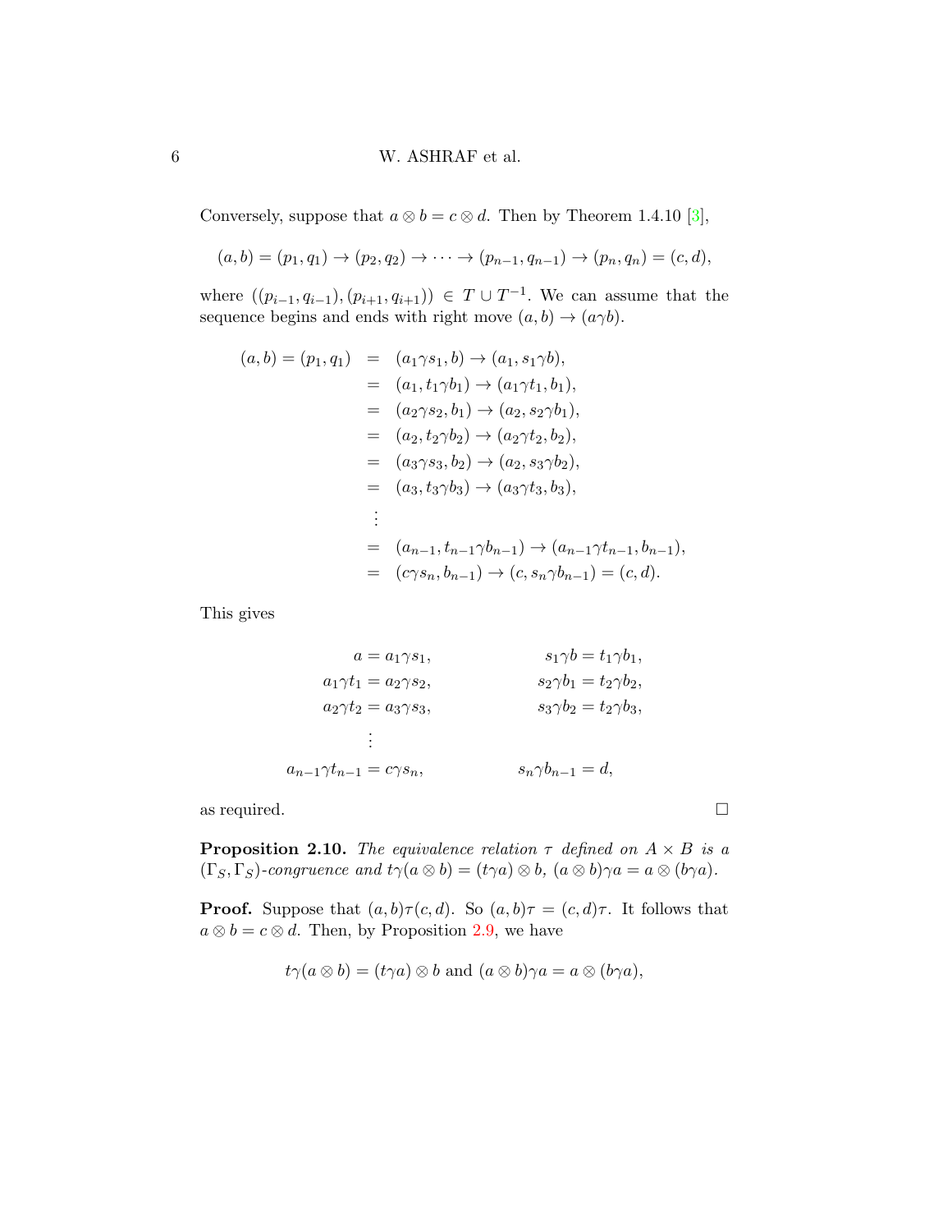Conversely, suppose that $a \otimes b = c \otimes d$. Then by Theorem 1.4.10 [3],

$$(a,b) = (p_1,q_1) \to (p_2,q_2) \to \cdots \to (p_{n-1},q_{n-1}) \to (p_n,q_n) = (c,d),$$

where $((p_{i-1},q_{i-1}),(p_{i+1},q_{i+1})) \in T \cup T^{-1}$. We can assume that the sequence begins and ends with right move $(a,b) \to (a\gamma b)$.

$$
\begin{aligned}
(a,b) = (p_1,q_1) &= (a_1\gamma s_1, b) \to (a_1, s_1\gamma b),\\
&= (a_1, t_1\gamma b_1) \to (a_1\gamma t_1, b_1),\\
&= (a_2\gamma s_2, b_1) \to (a_2, s_2\gamma b_1),\\
&= (a_2, t_2\gamma b_2) \to (a_2\gamma t_2, b_2),\\
&= (a_3\gamma s_3, b_2) \to (a_2, s_3\gamma b_2),\\
&= (a_3, t_3\gamma b_3) \to (a_3\gamma t_3, b_3),\\
&\ \ \vdots\\
&= (a_{n-1}, t_{n-1}\gamma b_{n-1}) \to (a_{n-1}\gamma t_{n-1}, b_{n-1}),\\
&= (c\gamma s_n, b_{n-1}) \to (c, s_n\gamma b_{n-1}) = (c,d).
\end{aligned}
$$

This gives

$$
\begin{aligned}
a &= a_1\gamma s_1, & s_1\gamma b &= t_1\gamma b_1,\\
a_1\gamma t_1 &= a_2\gamma s_2, & s_2\gamma b_1 &= t_2\gamma b_2,\\
a_2\gamma t_2 &= a_3\gamma s_3, & s_3\gamma b_2 &= t_2\gamma b_3,\\
&\ \ \vdots & &\\
a_{n-1}\gamma t_{n-1} &= c\gamma s_n, & s_n\gamma b_{n-1} &= d,
\end{aligned}
$$

as required. □

**Proposition 2.10.** *The equivalence relation $\tau$ defined on $A \times B$ is a $(\Gamma_S, \Gamma_S)$-congruence and $t\gamma(a \otimes b) = (t\gamma a) \otimes b$, $(a \otimes b)\gamma a = a \otimes (b\gamma a)$.*

**Proof.** Suppose that $(a,b)\tau(c,d)$. So $(a,b)\tau = (c,d)\tau$. It follows that $a \otimes b = c \otimes d$. Then, by Proposition 2.9, we have

$$t\gamma(a \otimes b) = (t\gamma a) \otimes b \text{ and } (a \otimes b)\gamma a = a \otimes (b\gamma a),$$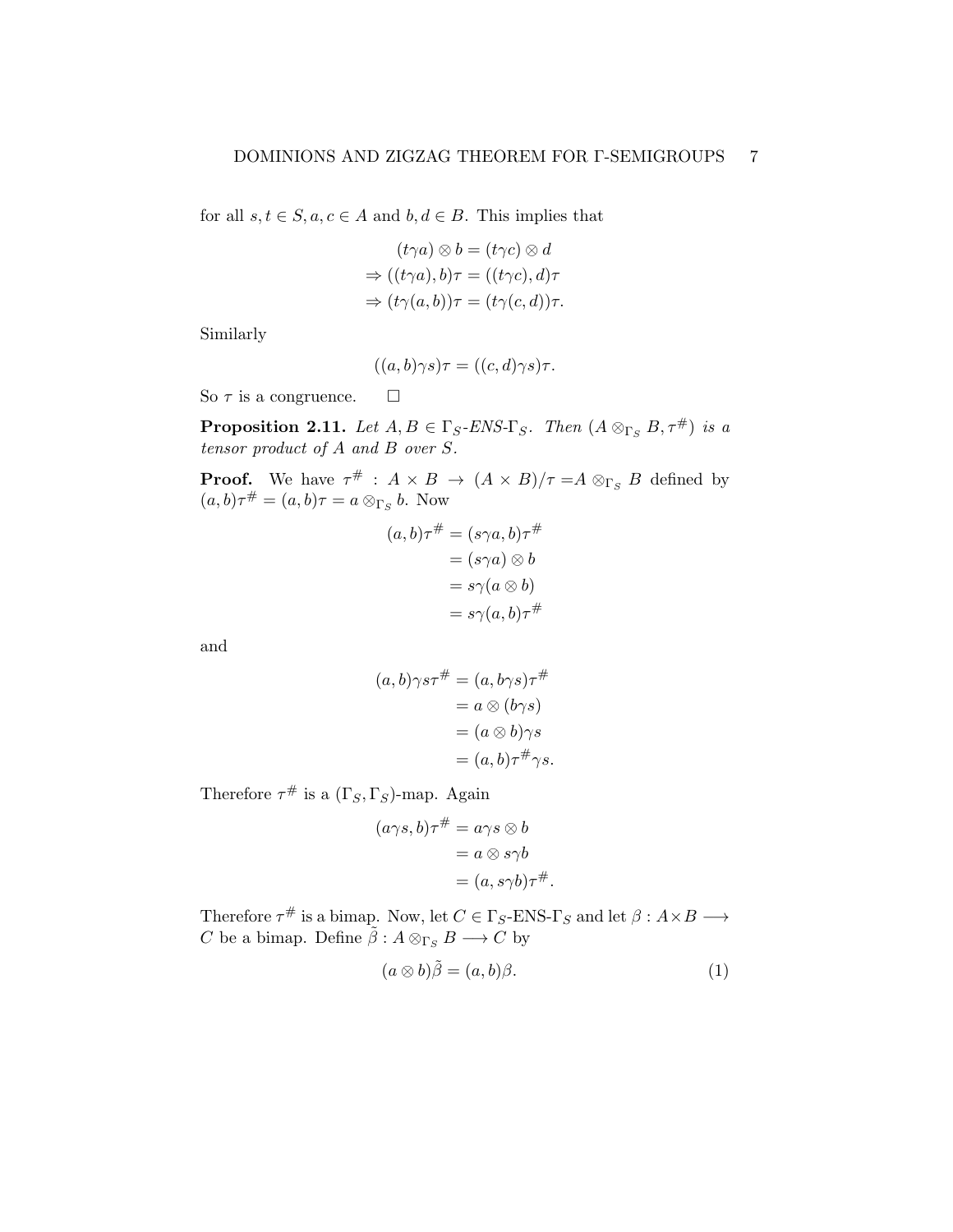for all $s, t \in S, a, c \in A$ and $b, d \in B$. This implies that

$$
\begin{aligned}
&(t\gamma a) \otimes b = (t\gamma c) \otimes d \\
\Rightarrow\ &((t\gamma a), b)\tau = ((t\gamma c), d)\tau \\
\Rightarrow\ &(t\gamma(a, b))\tau = (t\gamma(c, d))\tau.
\end{aligned}
$$

Similarly

$$((a, b)\gamma s)\tau = ((c, d)\gamma s)\tau.$$

So $\tau$ is a congruence. $\square$

**Proposition 2.11.** *Let $A, B \in \Gamma_S$-ENS-$\Gamma_S$. Then $(A \otimes_{\Gamma_S} B, \tau^{\#})$ is a tensor product of $A$ and $B$ over $S$.*

**Proof.** We have $\tau^{\#} : A \times B \to (A \times B)/\tau = A \otimes_{\Gamma_S} B$ defined by $(a, b)\tau^{\#} = (a, b)\tau = a \otimes_{\Gamma_S} b$. Now

$$
\begin{aligned}
(a, b)\tau^{\#} &= (s\gamma a, b)\tau^{\#} \\
&= (s\gamma a) \otimes b \\
&= s\gamma(a \otimes b) \\
&= s\gamma(a, b)\tau^{\#}
\end{aligned}
$$

and

$$
\begin{aligned}
(a, b)\gamma s\tau^{\#} &= (a, b\gamma s)\tau^{\#} \\
&= a \otimes (b\gamma s) \\
&= (a \otimes b)\gamma s \\
&= (a, b)\tau^{\#}\gamma s.
\end{aligned}
$$

Therefore $\tau^{\#}$ is a $(\Gamma_S, \Gamma_S)$-map. Again

$$
\begin{aligned}
(a\gamma s, b)\tau^{\#} &= a\gamma s \otimes b \\
&= a \otimes s\gamma b \\
&= (a, s\gamma b)\tau^{\#}.
\end{aligned}
$$

Therefore $\tau^{\#}$ is a bimap. Now, let $C \in \Gamma_S$-ENS-$\Gamma_S$ and let $\beta : A \times B \longrightarrow C$ be a bimap. Define $\tilde{\beta} : A \otimes_{\Gamma_S} B \longrightarrow C$ by

$$(a \otimes b)\tilde{\beta} = (a, b)\beta. \tag{1}$$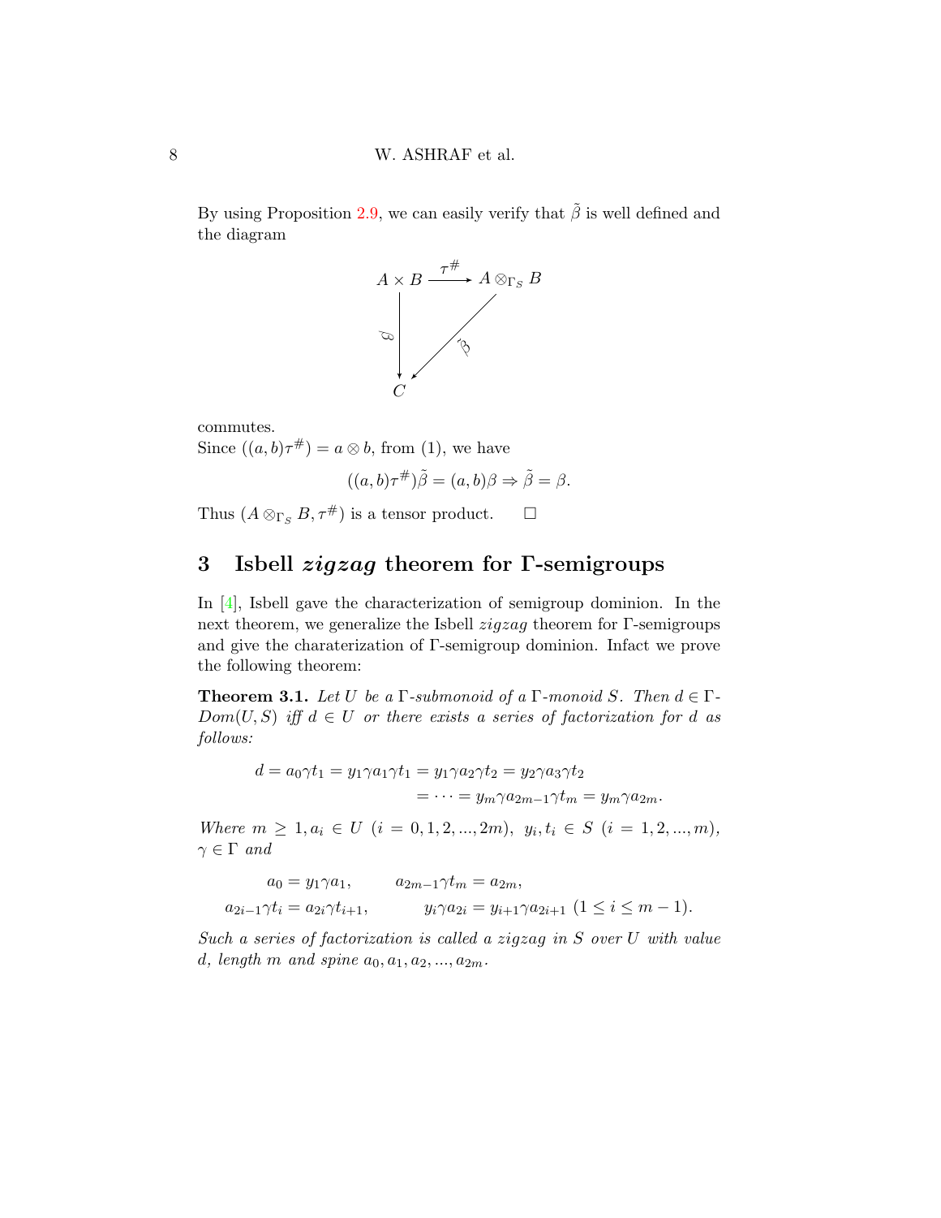By using Proposition 2.9, we can easily verify that $\tilde{\beta}$ is well defined and the diagram

$$\begin{array}{ccc} A \times B & \xrightarrow{\tau^{\#}} & A \otimes_{\Gamma_S} B \\ & \beta \downarrow \quad \swarrow \tilde{\beta} & \\ & C & \end{array}$$

commutes.

Since $((a,b)\tau^{\#}) = a \otimes b$, from (1), we have

$$((a,b)\tau^{\#})\tilde{\beta} = (a,b)\beta \Rightarrow \tilde{\beta} = \beta.$$

Thus $(A \otimes_{\Gamma_S} B, \tau^{\#})$ is a tensor product. $\square$

## 3 Isbell *zigzag* theorem for Γ-semigroups

In [4], Isbell gave the characterization of semigroup dominion. In the next theorem, we generalize the Isbell *zigzag* theorem for Γ-semigroups and give the charaterization of Γ-semigroup dominion. Infact we prove the following theorem:

**Theorem 3.1.** *Let $U$ be a $\Gamma$-submonoid of a $\Gamma$-monoid $S$. Then $d \in \Gamma$-$Dom(U,S)$ iff $d \in U$ or there exists a series of factorization for $d$ as follows:*

$$\begin{aligned} d = a_0\gamma t_1 = y_1\gamma a_1\gamma t_1 = y_1\gamma a_2\gamma t_2 = y_2\gamma a_3\gamma t_2 \\ = \cdots = y_m\gamma a_{2m-1}\gamma t_m = y_m\gamma a_{2m}. \end{aligned}$$

*Where $m \geq 1, a_i \in U$ $(i = 0,1,2,...,2m)$, $y_i, t_i \in S$ $(i = 1,2,...,m)$, $\gamma \in \Gamma$ and*

$$\begin{aligned} a_0 = y_1\gamma a_1, \qquad & a_{2m-1}\gamma t_m = a_{2m}, \\ a_{2i-1}\gamma t_i = a_{2i}\gamma t_{i+1}, \qquad & y_i\gamma a_{2i} = y_{i+1}\gamma a_{2i+1} \ (1 \leq i \leq m-1). \end{aligned}$$

*Such a series of factorization is called a zigzag in $S$ over $U$ with value $d$, length $m$ and spine $a_0, a_1, a_2, ..., a_{2m}$.*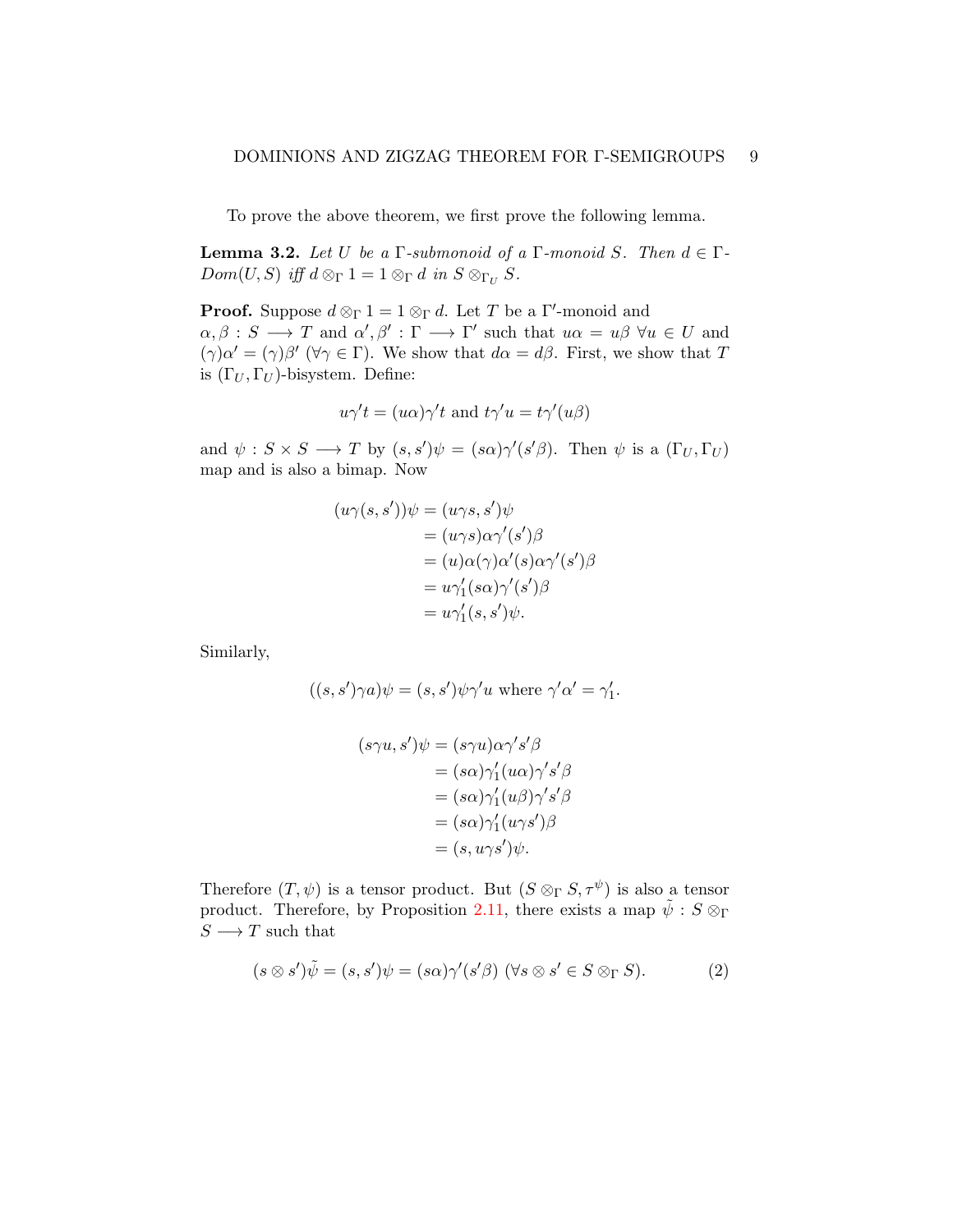To prove the above theorem, we first prove the following lemma.

**Lemma 3.2.** *Let $U$ be a $\Gamma$-submonoid of a $\Gamma$-monoid $S$. Then $d \in \Gamma$-$Dom(U, S)$ iff $d \otimes_\Gamma 1 = 1 \otimes_\Gamma d$ in $S \otimes_{\Gamma_U} S$.*

**Proof.** Suppose $d \otimes_\Gamma 1 = 1 \otimes_\Gamma d$. Let $T$ be a $\Gamma'$-monoid and $\alpha, \beta : S \longrightarrow T$ and $\alpha', \beta' : \Gamma \longrightarrow \Gamma'$ such that $u\alpha = u\beta \; \forall u \in U$ and $(\gamma)\alpha' = (\gamma)\beta'$ $(\forall \gamma \in \Gamma)$. We show that $d\alpha = d\beta$. First, we show that $T$ is $(\Gamma_U, \Gamma_U)$-bisystem. Define:

$$u\gamma' t = (u\alpha)\gamma' t \text{ and } t\gamma' u = t\gamma'(u\beta)$$

and $\psi : S \times S \longrightarrow T$ by $(s, s')\psi = (s\alpha)\gamma'(s'\beta)$. Then $\psi$ is a $(\Gamma_U, \Gamma_U)$ map and is also a bimap. Now

$$\begin{aligned}
(u\gamma(s, s'))\psi &= (u\gamma s, s')\psi \\
&= (u\gamma s)\alpha\gamma'(s')\beta \\
&= (u)\alpha(\gamma)\alpha'(s)\alpha\gamma'(s')\beta \\
&= u\gamma_1'(s\alpha)\gamma'(s')\beta \\
&= u\gamma_1'(s, s')\psi.
\end{aligned}$$

Similarly,

$$((s, s')\gamma a)\psi = (s, s')\psi\gamma' u \text{ where } \gamma'\alpha' = \gamma_1'.$$

$$\begin{aligned}
(s\gamma u, s')\psi &= (s\gamma u)\alpha\gamma' s'\beta \\
&= (s\alpha)\gamma_1'(u\alpha)\gamma' s'\beta \\
&= (s\alpha)\gamma_1'(u\beta)\gamma' s'\beta \\
&= (s\alpha)\gamma_1'(u\gamma s')\beta \\
&= (s, u\gamma s')\psi.
\end{aligned}$$

Therefore $(T, \psi)$ is a tensor product. But $(S \otimes_\Gamma S, \tau^\psi)$ is also a tensor product. Therefore, by Proposition 2.11, there exists a map $\tilde{\psi} : S \otimes_\Gamma S \longrightarrow T$ such that

$$(s \otimes s')\tilde{\psi} = (s, s')\psi = (s\alpha)\gamma'(s'\beta) \; (\forall s \otimes s' \in S \otimes_\Gamma S). \tag{2}$$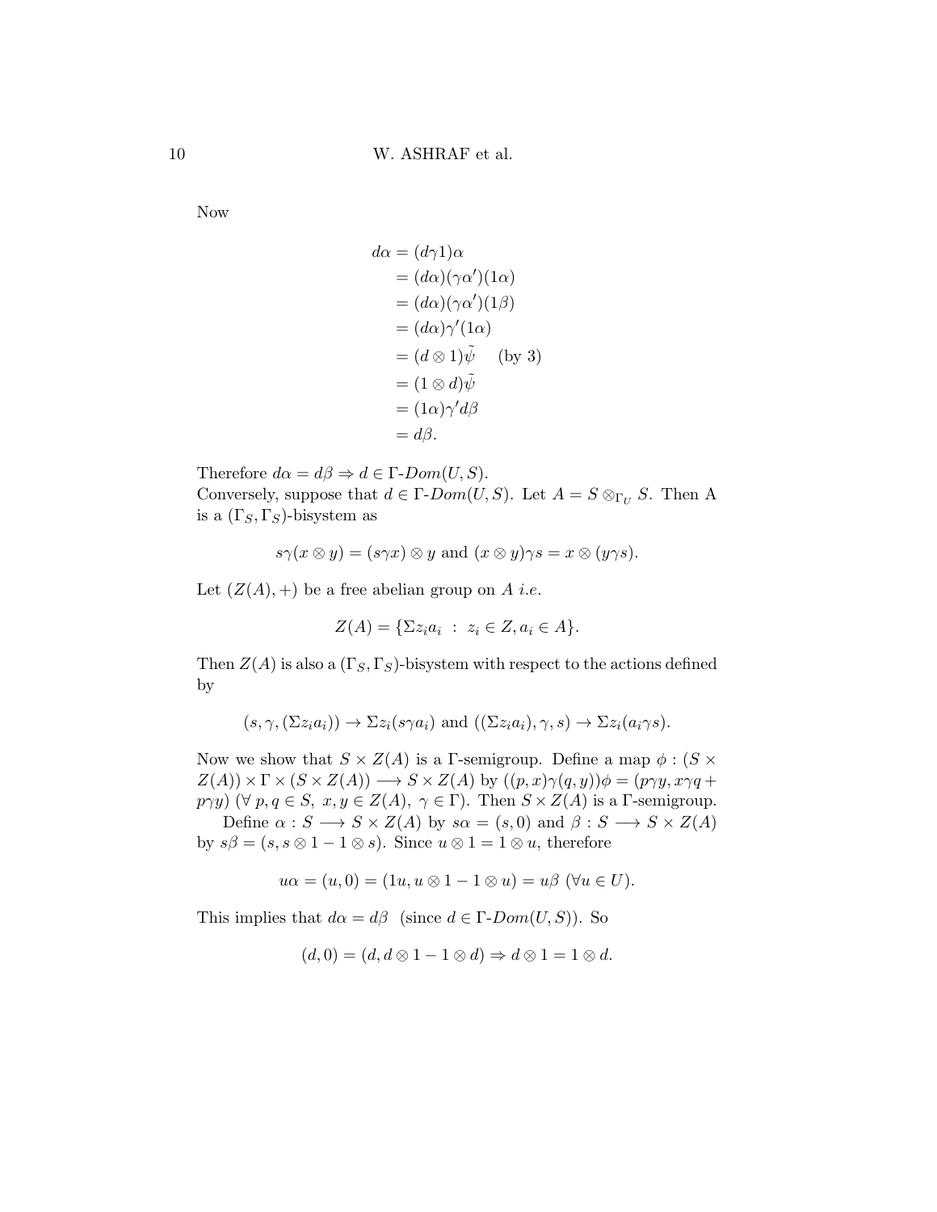Now

$$
\begin{aligned}
d\alpha &= (d\gamma 1)\alpha \\
&= (d\alpha)(\gamma\alpha')(1\alpha) \\
&= (d\alpha)(\gamma\alpha')(1\beta) \\
&= (d\alpha)\gamma'(1\alpha) \\
&= (d \otimes 1)\tilde{\psi} \quad \text{(by 3)} \\
&= (1 \otimes d)\tilde{\psi} \\
&= (1\alpha)\gamma' d\beta \\
&= d\beta.
\end{aligned}
$$

Therefore $d\alpha = d\beta \Rightarrow d \in \Gamma\text{-}Dom(U, S)$.
Conversely, suppose that $d \in \Gamma\text{-}Dom(U, S)$. Let $A = S \otimes_{\Gamma_U} S$. Then A is a $(\Gamma_S, \Gamma_S)$-bisystem as

$$
s\gamma(x \otimes y) = (s\gamma x) \otimes y \text{ and } (x \otimes y)\gamma s = x \otimes (y\gamma s).
$$

Let $(Z(A), +)$ be a free abelian group on $A$ *i.e.*

$$
Z(A) = \{\Sigma z_i a_i \ : \ z_i \in Z, a_i \in A\}.
$$

Then $Z(A)$ is also a $(\Gamma_S, \Gamma_S)$-bisystem with respect to the actions defined by

$$
(s, \gamma, (\Sigma z_i a_i)) \rightarrow \Sigma z_i(s\gamma a_i) \text{ and } ((\Sigma z_i a_i), \gamma, s) \rightarrow \Sigma z_i(a_i\gamma s).
$$

Now we show that $S \times Z(A)$ is a $\Gamma$-semigroup. Define a map $\phi : (S \times Z(A)) \times \Gamma \times (S \times Z(A)) \longrightarrow S \times Z(A)$ by $((p, x)\gamma(q, y))\phi = (p\gamma y, x\gamma q + p\gamma y)$ $(\forall\ p, q \in S,\ x, y \in Z(A),\ \gamma \in \Gamma)$. Then $S \times Z(A)$ is a $\Gamma$-semigroup.

Define $\alpha : S \longrightarrow S \times Z(A)$ by $s\alpha = (s, 0)$ and $\beta : S \longrightarrow S \times Z(A)$ by $s\beta = (s, s \otimes 1 - 1 \otimes s)$. Since $u \otimes 1 = 1 \otimes u$, therefore

$$
u\alpha = (u, 0) = (1u, u \otimes 1 - 1 \otimes u) = u\beta \ (\forall u \in U).
$$

This implies that $d\alpha = d\beta$ (since $d \in \Gamma\text{-}Dom(U, S)$). So

$$
(d, 0) = (d, d \otimes 1 - 1 \otimes d) \Rightarrow d \otimes 1 = 1 \otimes d.
$$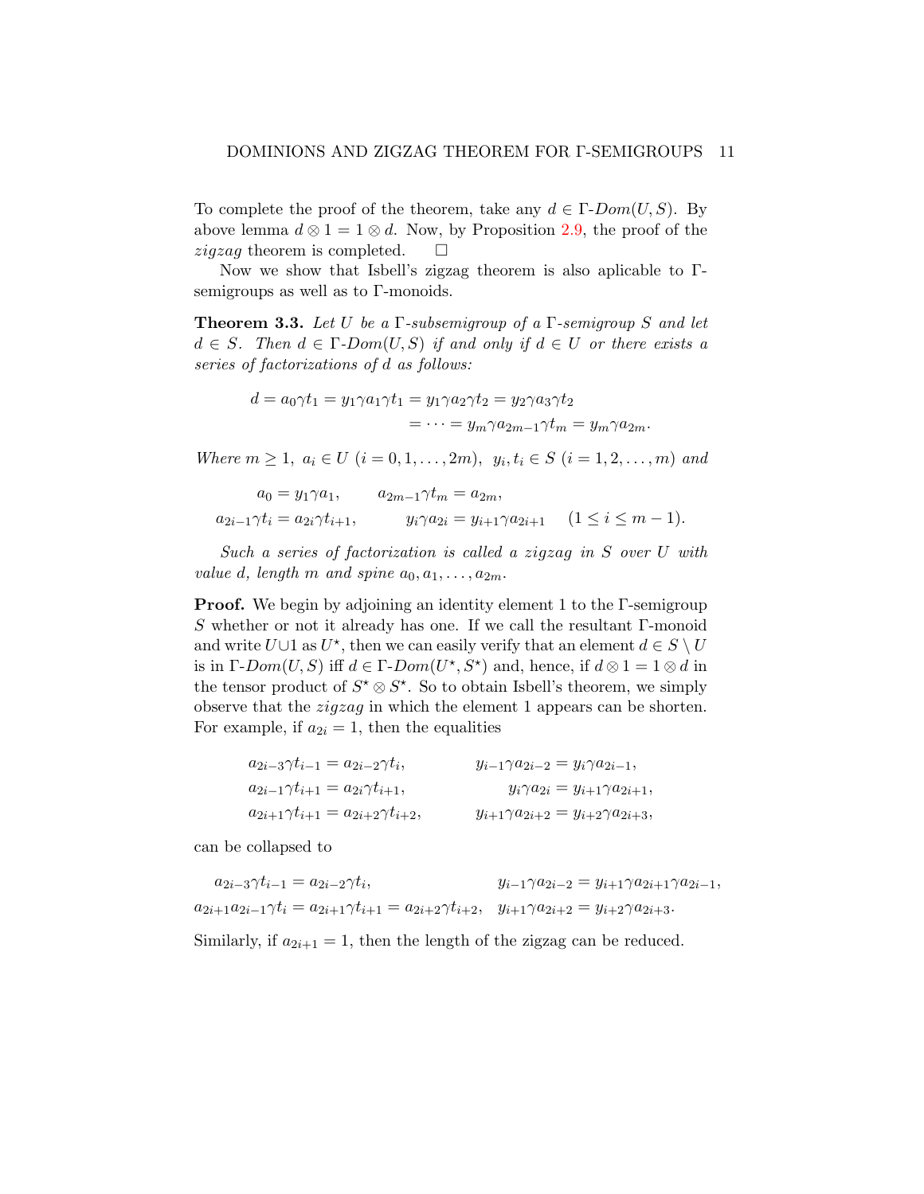To complete the proof of the theorem, take any $d \in \Gamma\text{-}Dom(U, S)$. By above lemma $d \otimes 1 = 1 \otimes d$. Now, by Proposition 2.9, the proof of the *zigzag* theorem is completed. $\square$

Now we show that Isbell's zigzag theorem is also aplicable to Γ-semigroups as well as to Γ-monoids.

**Theorem 3.3.** *Let $U$ be a Γ-subsemigroup of a Γ-semigroup $S$ and let $d \in S$. Then $d \in \Gamma\text{-}Dom(U, S)$ if and only if $d \in U$ or there exists a series of factorizations of $d$ as follows:*

$$d = a_0\gamma t_1 = y_1\gamma a_1\gamma t_1 = y_1\gamma a_2\gamma t_2 = y_2\gamma a_3\gamma t_2$$
$$= \cdots = y_m\gamma a_{2m-1}\gamma t_m = y_m\gamma a_{2m}.$$

*Where $m \geq 1$, $a_i \in U$ $(i = 0, 1, \ldots, 2m)$, $y_i, t_i \in S$ $(i = 1, 2, \ldots, m)$ and*

$$a_0 = y_1\gamma a_1, \qquad a_{2m-1}\gamma t_m = a_{2m},$$
$$a_{2i-1}\gamma t_i = a_{2i}\gamma t_{i+1}, \qquad y_i\gamma a_{2i} = y_{i+1}\gamma a_{2i+1} \quad (1 \leq i \leq m-1).$$

*Such a series of factorization is called a zigzag in $S$ over $U$ with value $d$, length $m$ and spine $a_0, a_1, \ldots, a_{2m}$.*

**Proof.** We begin by adjoining an identity element 1 to the Γ-semigroup $S$ whether or not it already has one. If we call the resultant Γ-monoid and write $U \cup 1$ as $U^\star$, then we can easily verify that an element $d \in S \setminus U$ is in $\Gamma\text{-}Dom(U, S)$ iff $d \in \Gamma\text{-}Dom(U^\star, S^\star)$ and, hence, if $d \otimes 1 = 1 \otimes d$ in the tensor product of $S^\star \otimes S^\star$. So to obtain Isbell's theorem, we simply observe that the *zigzag* in which the element 1 appears can be shorten. For example, if $a_{2i} = 1$, then the equalities

$$\begin{aligned} &a_{2i-3}\gamma t_{i-1} = a_{2i-2}\gamma t_i, && y_{i-1}\gamma a_{2i-2} = y_i\gamma a_{2i-1}, \\ &a_{2i-1}\gamma t_{i+1} = a_{2i}\gamma t_{i+1}, && y_i\gamma a_{2i} = y_{i+1}\gamma a_{2i+1}, \\ &a_{2i+1}\gamma t_{i+1} = a_{2i+2}\gamma t_{i+2}, && y_{i+1}\gamma a_{2i+2} = y_{i+2}\gamma a_{2i+3}, \end{aligned}$$

can be collapsed to

$$\begin{aligned} &a_{2i-3}\gamma t_{i-1} = a_{2i-2}\gamma t_i, && y_{i-1}\gamma a_{2i-2} = y_{i+1}\gamma a_{2i+1}\gamma a_{2i-1}, \\ &a_{2i+1}a_{2i-1}\gamma t_i = a_{2i+1}\gamma t_{i+1} = a_{2i+2}\gamma t_{i+2}, && y_{i+1}\gamma a_{2i+2} = y_{i+2}\gamma a_{2i+3}. \end{aligned}$$

Similarly, if $a_{2i+1} = 1$, then the length of the zigzag can be reduced.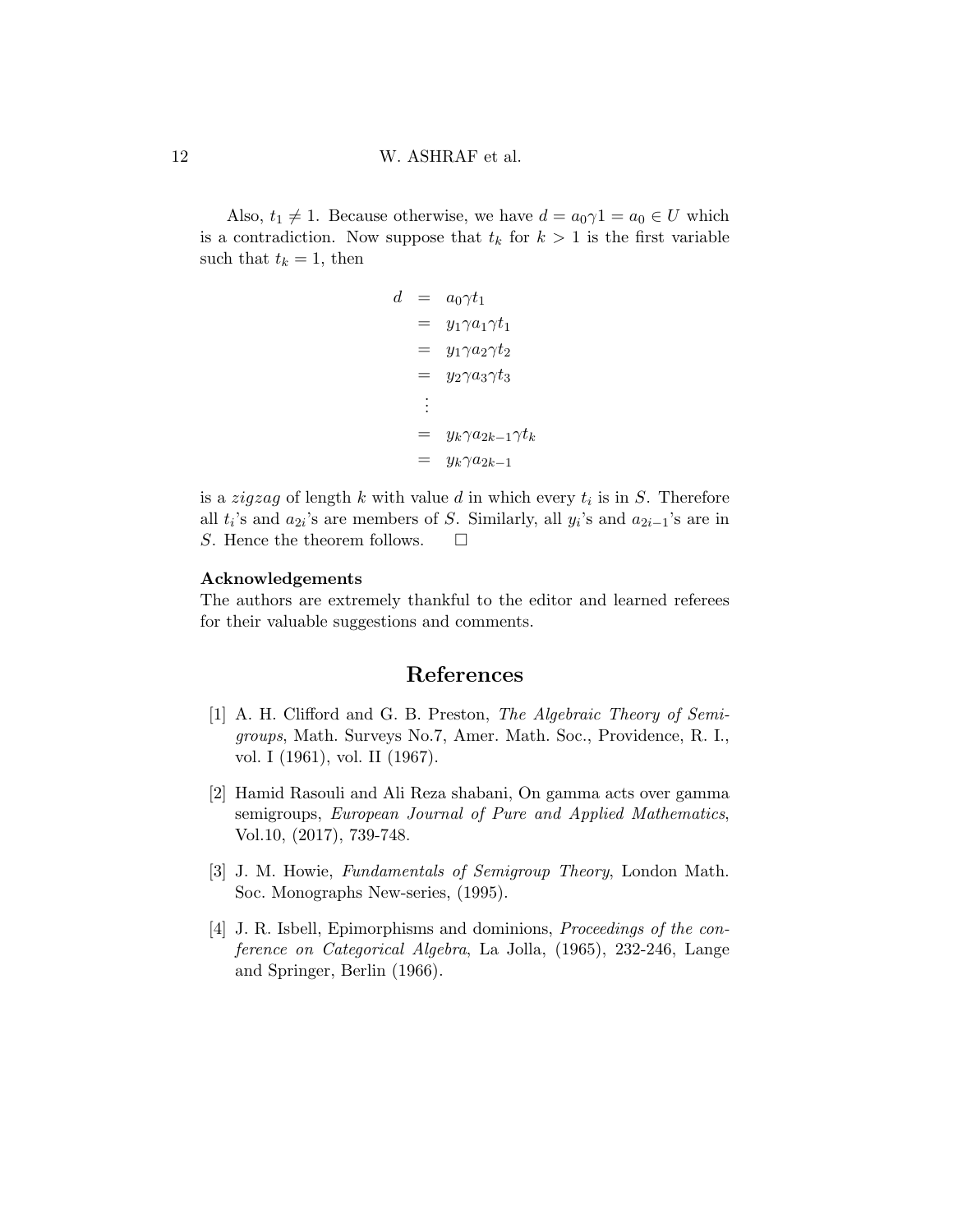Also, $t_1 \neq 1$. Because otherwise, we have $d = a_0\gamma 1 = a_0 \in U$ which is a contradiction. Now suppose that $t_k$ for $k > 1$ is the first variable such that $t_k = 1$, then

$$
\begin{aligned}
d &= a_0\gamma t_1 \\
&= y_1\gamma a_1\gamma t_1 \\
&= y_1\gamma a_2\gamma t_2 \\
&= y_2\gamma a_3\gamma t_3 \\
&\vdots \\
&= y_k\gamma a_{2k-1}\gamma t_k \\
&= y_k\gamma a_{2k-1}
\end{aligned}
$$

is a *zigzag* of length $k$ with value $d$ in which every $t_i$ is in $S$. Therefore all $t_i$'s and $a_{2i}$'s are members of $S$. Similarly, all $y_i$'s and $a_{2i-1}$'s are in $S$. Hence the theorem follows. □

**Acknowledgements**

The authors are extremely thankful to the editor and learned referees for their valuable suggestions and comments.

# References

[1] A. H. Clifford and G. B. Preston, *The Algebraic Theory of Semigroups*, Math. Surveys No.7, Amer. Math. Soc., Providence, R. I., vol. I (1961), vol. II (1967).

[2] Hamid Rasouli and Ali Reza shabani, On gamma acts over gamma semigroups, *European Journal of Pure and Applied Mathematics*, Vol.10, (2017), 739-748.

[3] J. M. Howie, *Fundamentals of Semigroup Theory*, London Math. Soc. Monographs New-series, (1995).

[4] J. R. Isbell, Epimorphisms and dominions, *Proceedings of the conference on Categorical Algebra*, La Jolla, (1965), 232-246, Lange and Springer, Berlin (1966).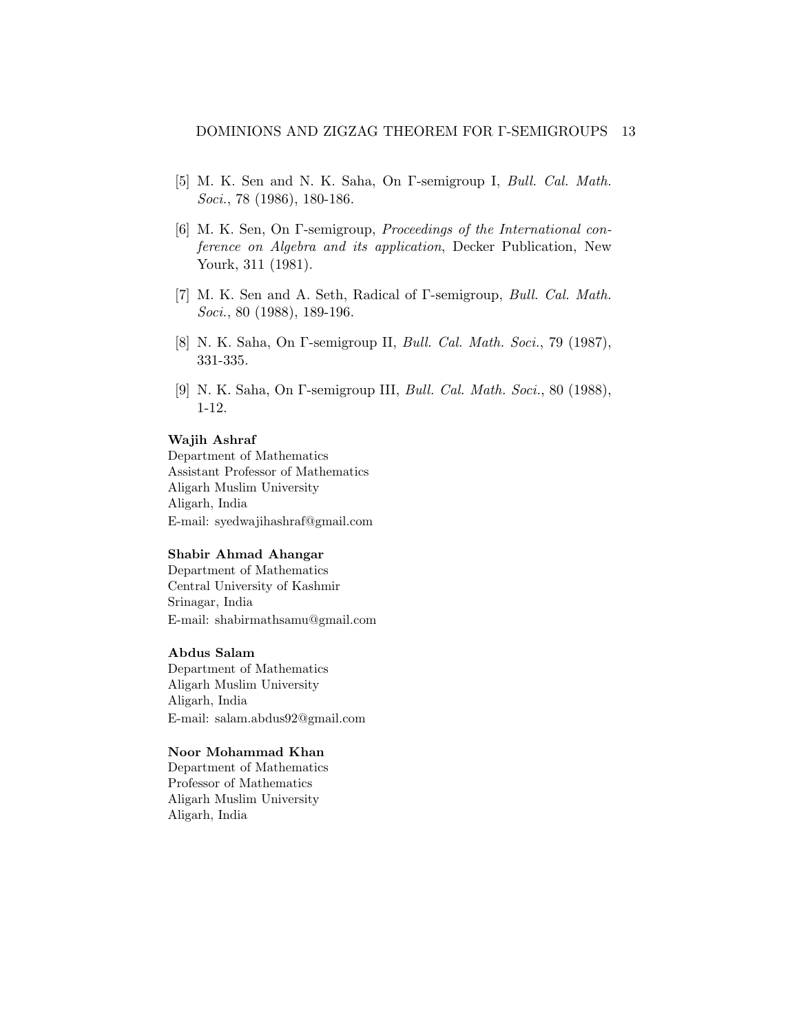[5] M. K. Sen and N. K. Saha, On Γ-semigroup I, *Bull. Cal. Math. Soci.*, 78 (1986), 180-186.

[6] M. K. Sen, On Γ-semigroup, *Proceedings of the International conference on Algebra and its application*, Decker Publication, New Yourk, 311 (1981).

[7] M. K. Sen and A. Seth, Radical of Γ-semigroup, *Bull. Cal. Math. Soci.*, 80 (1988), 189-196.

[8] N. K. Saha, On Γ-semigroup II, *Bull. Cal. Math. Soci.*, 79 (1987), 331-335.

[9] N. K. Saha, On Γ-semigroup III, *Bull. Cal. Math. Soci.*, 80 (1988), 1-12.

**Wajih Ashraf**
Department of Mathematics
Assistant Professor of Mathematics
Aligarh Muslim University
Aligarh, India
E-mail: syedwajihashraf@gmail.com

**Shabir Ahmad Ahangar**
Department of Mathematics
Central University of Kashmir
Srinagar, India
E-mail: shabirmathsamu@gmail.com

**Abdus Salam**
Department of Mathematics
Aligarh Muslim University
Aligarh, India
E-mail: salam.abdus92@gmail.com

**Noor Mohammad Khan**
Department of Mathematics
Professor of Mathematics
Aligarh Muslim University
Aligarh, India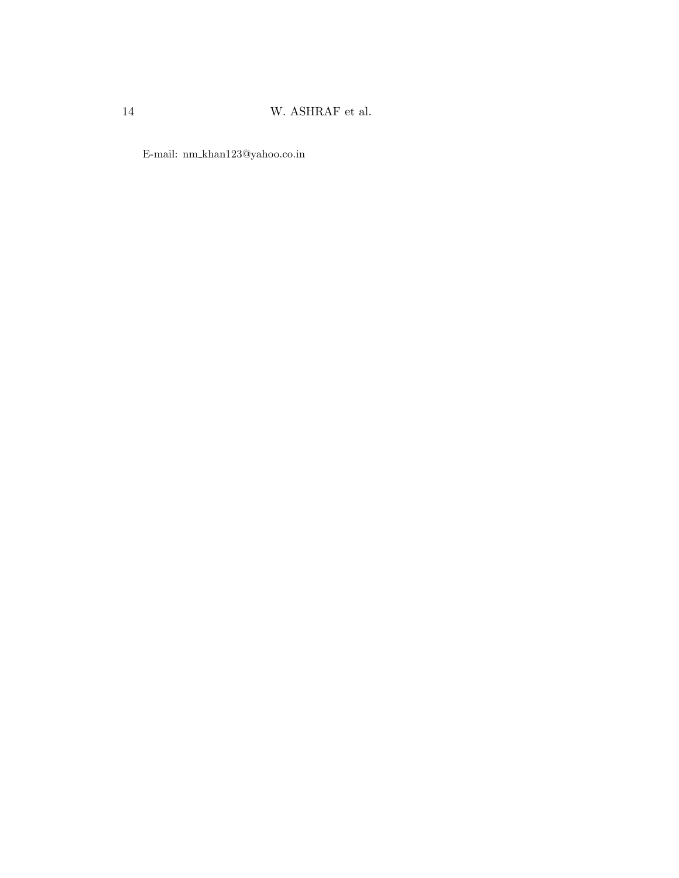E-mail: nm_khan123@yahoo.co.in